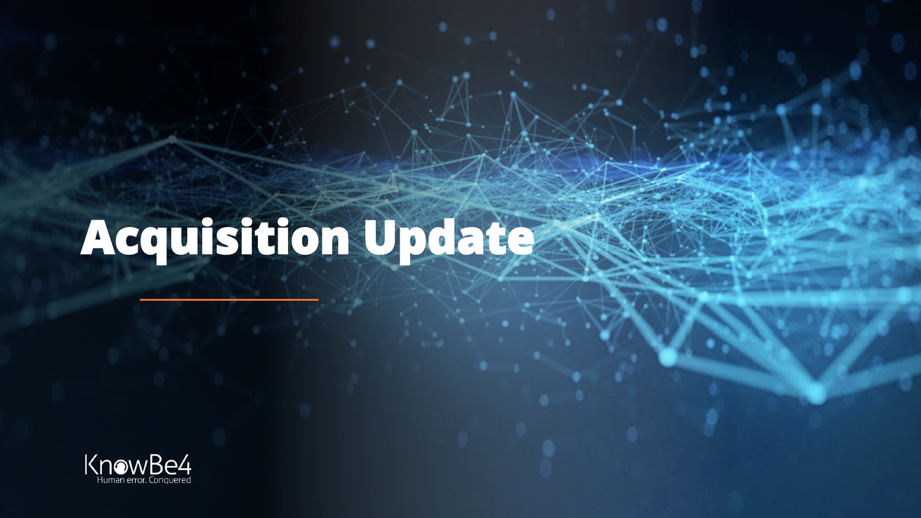# Acquisition Update

KnowBe4

Human error. Conquered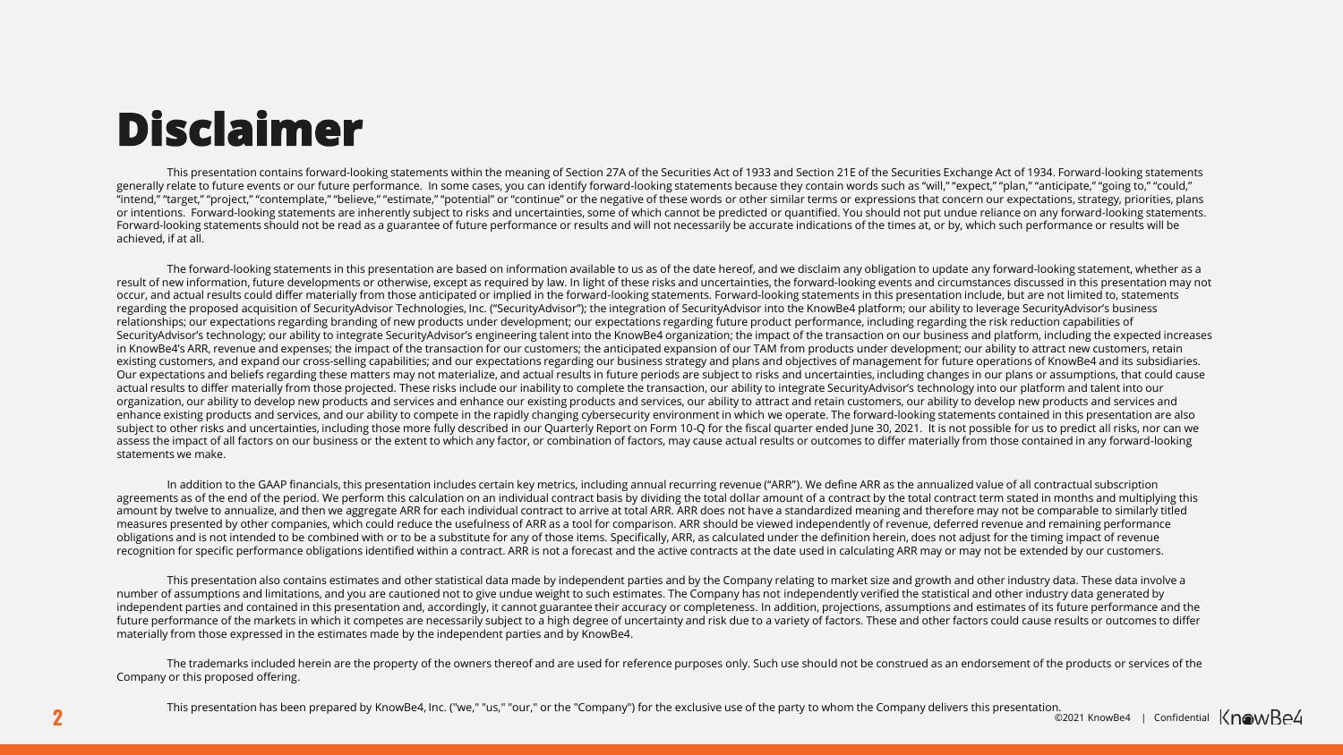# Disclaimer

This presentation contains forward-looking statements within the meaning of Section 27A of the Securities Act of 1933 and Section 21E of the Securities Exchange Act of 1934. Forward-looking statements generally relate to future events or our future performance. In some cases, you can identify forward-looking statements because they contain words such as "will," "expect," "plan," "anticipate," "going to," "could," "intend," "target," "project," "contemplate," "believe," "estimate," "potential" or "continue" or the negative of these words or other similar terms or expressions that concern our expectations, strategy, priorities, plans or intentions. Forward-looking statements are inherently subject to risks and uncertainties, some of which cannot be predicted or quantified. You should not put undue reliance on any forward-looking statements. Forward-looking statements should not be read as a guarantee of future performance or results and will not necessarily be accurate indications of the times at, or by, which such performance or results will be achieved, if at all.

The forward-looking statements in this presentation are based on information available to us as of the date hereof, and we disclaim any obligation to update any forward-looking statement, whether as a result of new information, future developments or otherwise, except as required by law. In light of these risks and uncertainties, the forward-looking events and circumstances discussed in this presentation may not occur, and actual results could differ materially from those anticipated or implied in the forward-looking statements. Forward-looking statements in this presentation include, but are not limited to, statements regarding the proposed acquisition of SecurityAdvisor Technologies, Inc. ("SecurityAdvisor"); the integration of SecurityAdvisor into the KnowBe4 platform; our ability to leverage SecurityAdvisor's business relationships; our expectations regarding branding of new products under development; our expectations regarding future product performance, including regarding the risk reduction capabilities of SecurityAdvisor's technology; our ability to integrate SecurityAdvisor's engineering talent into the KnowBe4 organization; the impact of the transaction on our business and platform, including the expected increases in KnowBe4's ARR, revenue and expenses; the impact of the transaction for our customers; the anticipated expansion of our TAM from products under development; our ability to attract new customers, retain existing customers, and expand our cross-selling capabilities; and our expectations regarding our business strategy and plans and objectives of management for future operations of KnowBe4 and its subsidiaries. Our expectations and beliefs regarding these matters may not materialize, and actual results in future periods are subject to risks and uncertainties, including changes in our plans or assumptions, that could cause actual results to differ materially from those projected. These risks include our inability to complete the transaction, our ability to integrate SecurityAdvisor's technology into our platform and talent into our organization, our ability to develop new products and services and enhance our existing products and services, our ability to attract and retain customers, our ability to develop new products and services and enhance existing products and services, and our ability to compete in the rapidly changing cybersecurity environment in which we operate. The forward-looking statements contained in this presentation are also subject to other risks and uncertainties, including those more fully described in our Quarterly Report on Form 10-Q for the fiscal quarter ended June 30, 2021. It is not possible for us to predict all risks, nor can we assess the impact of all factors on our business or the extent to which any factor, or combination of factors, may cause actual results or outcomes to differ materially from those contained in any forward-looking statements we make.

In addition to the GAAP financials, this presentation includes certain key metrics, including annual recurring revenue ("ARR"). We define ARR as the annualized value of all contractual subscription agreements as of the end of the period. We perform this calculation on an individual contract basis by dividing the total dollar amount of a contract by the total contract term stated in months and multiplying this amount by twelve to annualize, and then we aggregate ARR for each individual contract to arrive at total ARR. ARR does not have a standardized meaning and therefore may not be comparable to similarly titled measures presented by other companies, which could reduce the usefulness of ARR as a tool for comparison. ARR should be viewed independently of revenue, deferred revenue and remaining performance obligations and is not intended to be combined with or to be a substitute for any of those items. Specifically, ARR, as calculated under the definition herein, does not adjust for the timing impact of revenue recognition for specific performance obligations identified within a contract. ARR is not a forecast and the active contracts at the date used in calculating ARR may or may not be extended by our customers.

This presentation also contains estimates and other statistical data made by independent parties and by the Company relating to market size and growth and other industry data. These data involve a number of assumptions and limitations, and you are cautioned not to give undue weight to such estimates. The Company has not independently verified the statistical and other industry data generated by independent parties and contained in this presentation and, accordingly, it cannot guarantee their accuracy or completeness. In addition, projections, assumptions and estimates of its future performance and the future performance of the markets in which it competes are necessarily subject to a high degree of uncertainty and risk due to a variety of factors. These and other factors could cause results or outcomes to differ materially from those expressed in the estimates made by the independent parties and by KnowBe4.

The trademarks included herein are the property of the owners thereof and are used for reference purposes only. Such use should not be construed as an endorsement of the products or services of the Company or this proposed offering.

This presentation has been prepared by KnowBe4, Inc. ("we," "us," "our," or the "Company") for the exclusive use of the party to whom the Company delivers this presentation.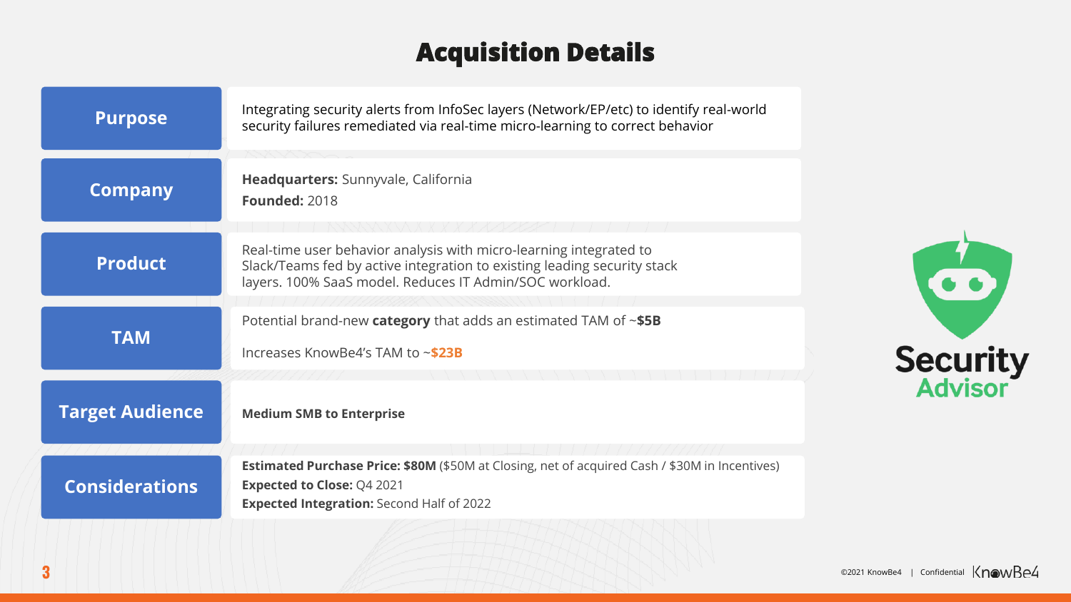# Acquisition Details

| | |
|---|---|
| **Purpose** | Integrating security alerts from InfoSec layers (Network/EP/etc) to identify real-world security failures remediated via real-time micro-learning to correct behavior |
| **Company** | **Headquarters:** Sunnyvale, California<br>**Founded:** 2018 |
| **Product** | Real-time user behavior analysis with micro-learning integrated to Slack/Teams fed by active integration to existing leading security stack layers. 100% SaaS model. Reduces IT Admin/SOC workload. |
| **TAM** | Potential brand-new **category** that adds an estimated TAM of ~**$5B**<br>Increases KnowBe4's TAM to ~**$23B** |
| **Target Audience** | **Medium SMB to Enterprise** |
| **Considerations** | **Estimated Purchase Price: $80M** ($50M at Closing, net of acquired Cash / $30M in Incentives)<br>**Expected to Close:** Q4 2021<br>**Expected Integration:** Second Half of 2022 |

Security Advisor

©2021 KnowBe4 | Confidential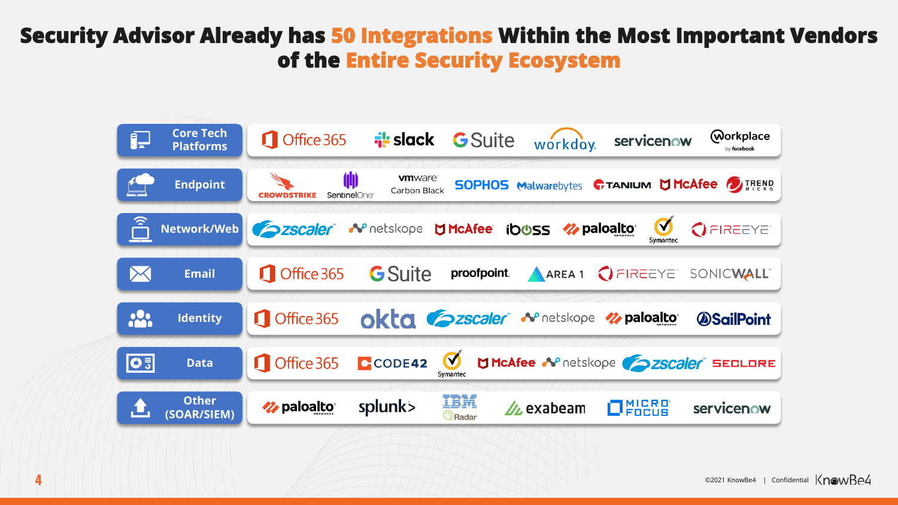# Security Advisor Already has 50 Integrations Within the Most Important Vendors of the Entire Security Ecosystem

| Category | Vendors |
| --- | --- |
| Core Tech Platforms | Office 365, slack, G Suite, workday, servicenow, Workplace by facebook |
| Endpoint | CROWDSTRIKE, SentinelOne, vmware Carbon Black, SOPHOS, Malwarebytes, TANIUM, McAfee, TREND MICRO |
| Network/Web | zscaler, netskope, McAfee, iboss, paloalto networks, Symantec, FIREEYE |
| Email | Office 365, G Suite, proofpoint, AREA 1, FIREEYE, SONICWALL |
| Identity | Office 365, okta, zscaler, netskope, paloalto networks, SailPoint |
| Data | Office 365, CODE42, Symantec, McAfee, netskope, zscaler, SECLORE |
| Other (SOAR/SIEM) | paloalto networks, splunk>, IBM QRadar, exabeam, MICRO FOCUS, servicenow |

©2021 KnowBe4 | Confidential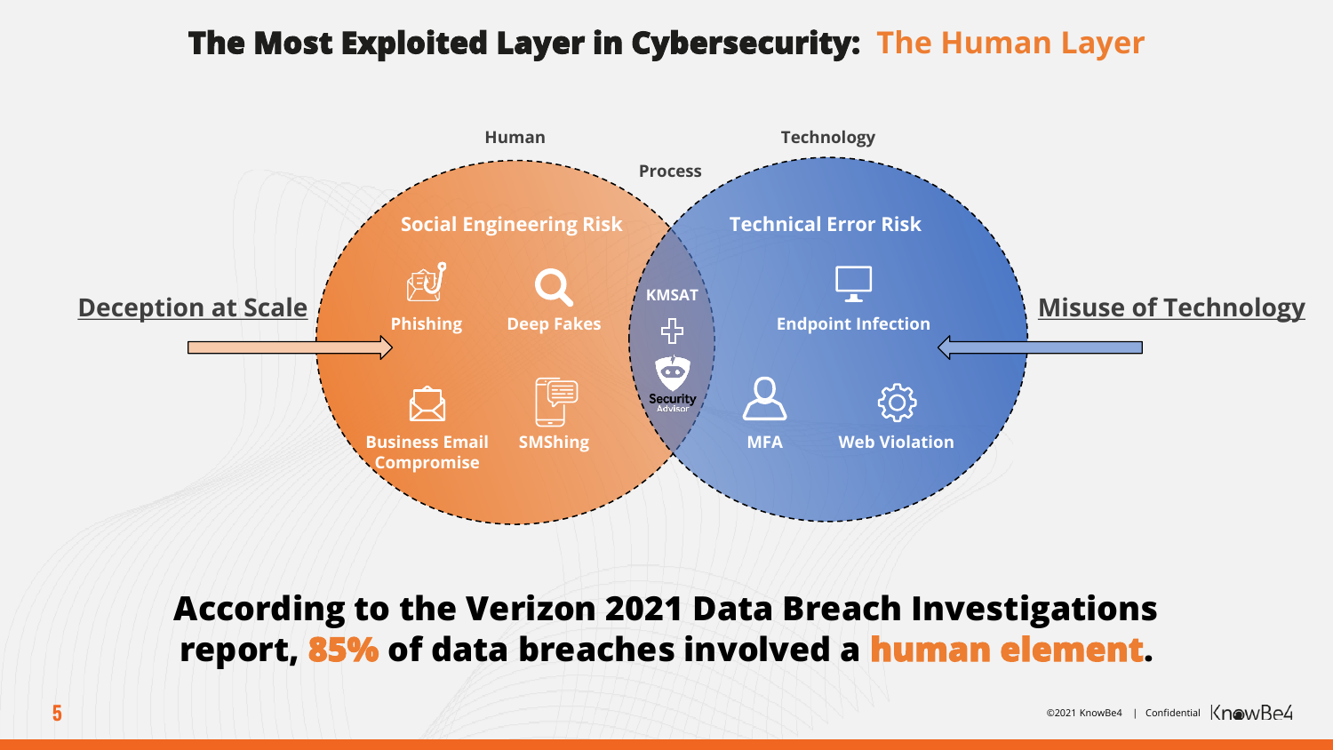# The Most Exploited Layer in Cybersecurity: The Human Layer

**Deception at Scale** → 

Human

**Social Engineering Risk**

- Phishing
- Deep Fakes
- Business Email Compromise
- SMShing

Process

KMSAT + Security Advisor

Technology

**Technical Error Risk**

- Endpoint Infection
- MFA
- Web Violation

← **Misuse of Technology**

**According to the Verizon 2021 Data Breach Investigations report, 85% of data breaches involved a human element.**

©2021 KnowBe4 | Confidential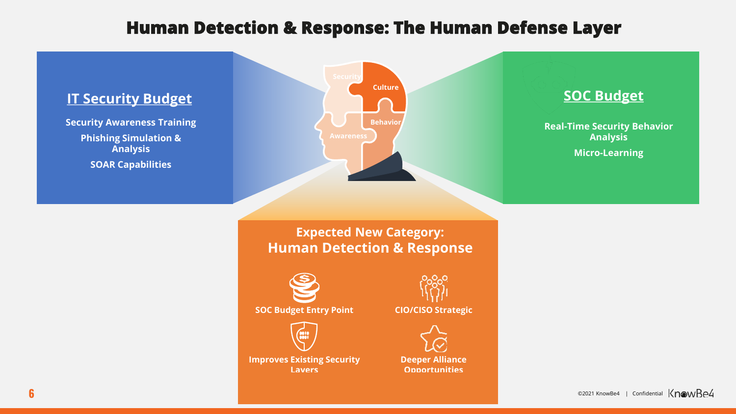# Human Detection & Response: The Human Defense Layer

## IT Security Budget

- Security Awareness Training
- Phishing Simulation & Analysis
- SOAR Capabilities

Security

Culture

Behavior

Awareness

## SOC Budget

- Real-Time Security Behavior Analysis
- Micro-Learning

## Expected New Category: Human Detection & Response

- SOC Budget Entry Point
- CIO/CISO Strategic
- Improves Existing Security Layers
- Deeper Alliance Opportunities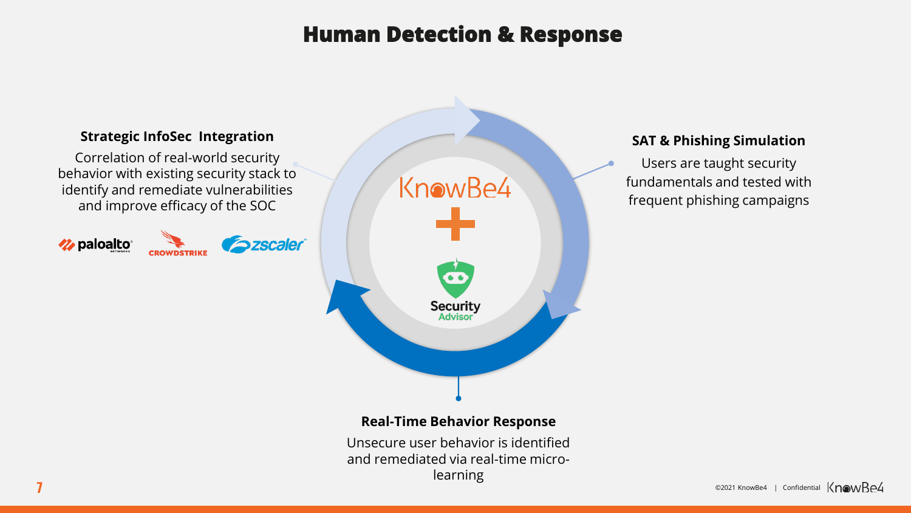# Human Detection & Response

### Strategic InfoSec Integration

Correlation of real-world security behavior with existing security stack to identify and remediate vulnerabilities and improve efficacy of the SOC

paloalto NETWORKS | CROWDSTRIKE | zscaler

### SAT & Phishing Simulation

Users are taught security fundamentals and tested with frequent phishing campaigns

KnowBe4 + Security Advisor

### Real-Time Behavior Response

Unsecure user behavior is identified and remediated via real-time micro-learning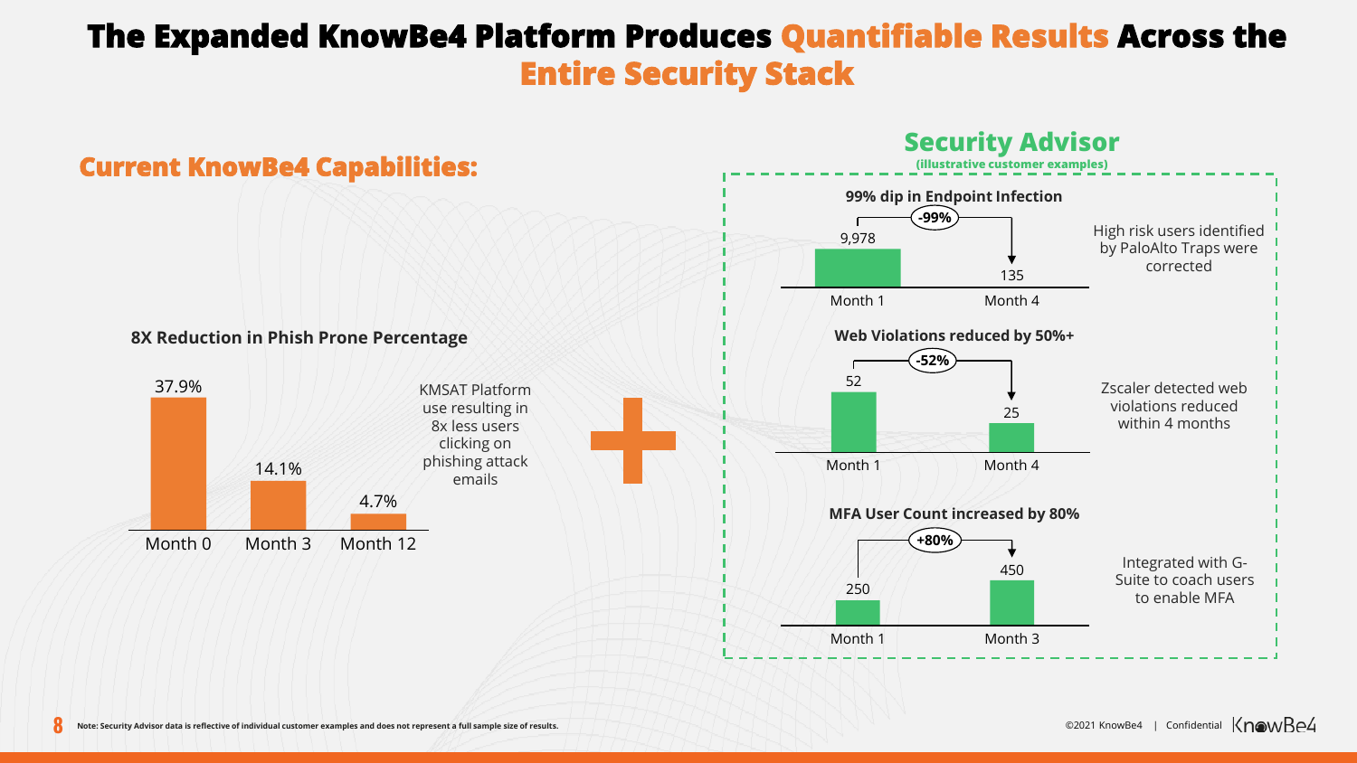# The Expanded KnowBe4 Platform Produces Quantifiable Results Across the Entire Security Stack

## Current KnowBe4 Capabilities:

### 8X Reduction in Phish Prone Percentage

| Month 0 | Month 3 | Month 12 |
| --- | --- | --- |
| 37.9% | 14.1% | 4.7% |

KMSAT Platform use resulting in 8x less users clicking on phishing attack emails

+

## Security Advisor

**(illustrative customer examples)**

### 99% dip in Endpoint Infection

| Month 1 | Month 4 | Change |
| --- | --- | --- |
| 9,978 | 135 | -99% |

High risk users identified by PaloAlto Traps were corrected

### Web Violations reduced by 50%+

| Month 1 | Month 4 | Change |
| --- | --- | --- |
| 52 | 25 | -52% |

Zscaler detected web violations reduced within 4 months

### MFA User Count increased by 80%

| Month 1 | Month 3 | Change |
| --- | --- | --- |
| 250 | 450 | +80% |

Integrated with G-Suite to coach users to enable MFA

**Note: Security Advisor data is reflective of individual customer examples and does not represent a full sample size of results.**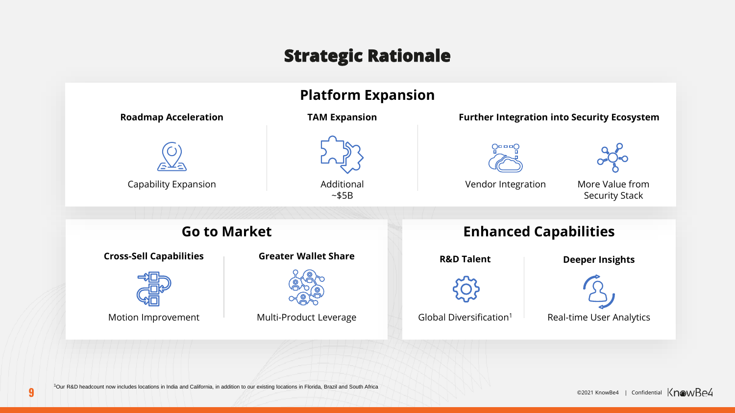# Strategic Rationale

## Platform Expansion

### Roadmap Acceleration

Capability Expansion

### TAM Expansion

Additional ~$5B

### Further Integration into Security Ecosystem

Vendor Integration

More Value from Security Stack

## Go to Market

### Cross-Sell Capabilities

Motion Improvement

### Greater Wallet Share

Multi-Product Leverage

## Enhanced Capabilities

### R&D Talent

Global Diversification[1]

### Deeper Insights

Real-time User Analytics

[1] Our R&D headcount now includes locations in India and California, in addition to our existing locations in Florida, Brazil and South Africa

©2021 KnowBe4 | Confidential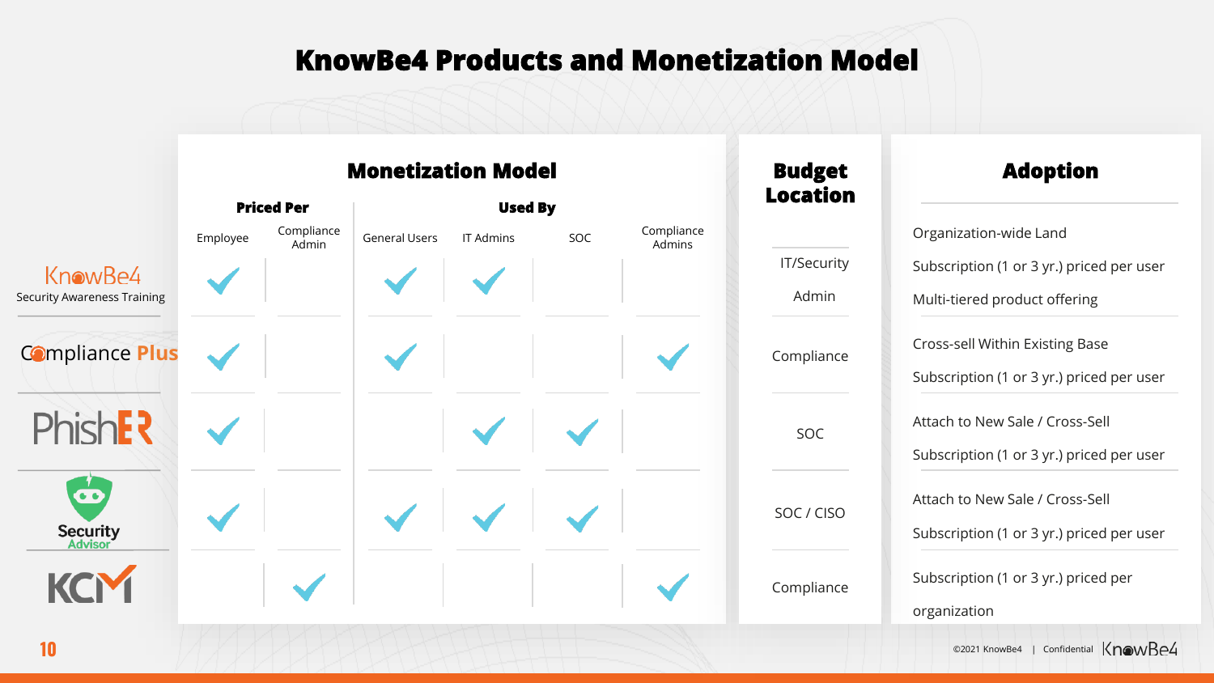# KnowBe4 Products and Monetization Model

| Product | Monetization Model: Priced Per Employee | Monetization Model: Priced Per Compliance Admin | Used By: General Users | Used By: IT Admins | Used By: SOC | Used By: Compliance Admins | Budget Location | Adoption |
|---|---|---|---|---|---|---|---|---|
| KnowBe4 Security Awareness Training | ✓ | | ✓ | ✓ | | | IT/Security Admin | Organization-wide Land; Subscription (1 or 3 yr.) priced per user; Multi-tiered product offering |
| Compliance Plus | ✓ | | ✓ | | | ✓ | Compliance | Cross-sell Within Existing Base; Subscription (1 or 3 yr.) priced per user |
| PhishER | ✓ | | | ✓ | ✓ | | SOC | Attach to New Sale / Cross-Sell; Subscription (1 or 3 yr.) priced per user |
| Security Advisor | ✓ | | ✓ | ✓ | ✓ | | SOC / CISO | Attach to New Sale / Cross-Sell; Subscription (1 or 3 yr.) priced per user |
| KCM | | ✓ | | | | ✓ | Compliance | Subscription (1 or 3 yr.) priced per organization |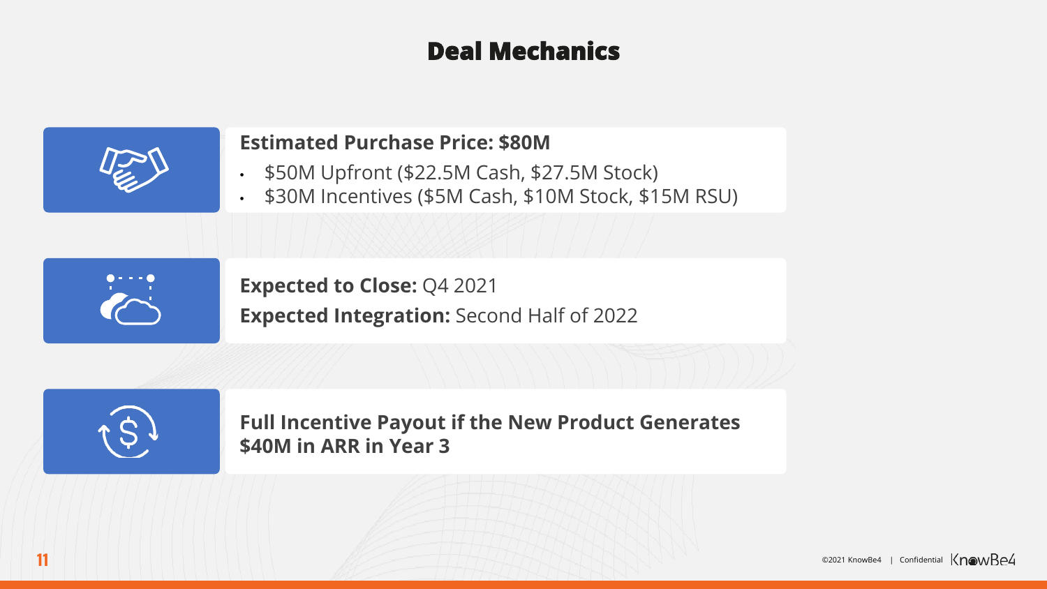# Deal Mechanics

**Estimated Purchase Price: $80M**

- $50M Upfront ($22.5M Cash, $27.5M Stock)
- $30M Incentives ($5M Cash, $10M Stock, $15M RSU)

**Expected to Close:** Q4 2021

**Expected Integration:** Second Half of 2022

**Full Incentive Payout if the New Product Generates $40M in ARR in Year 3**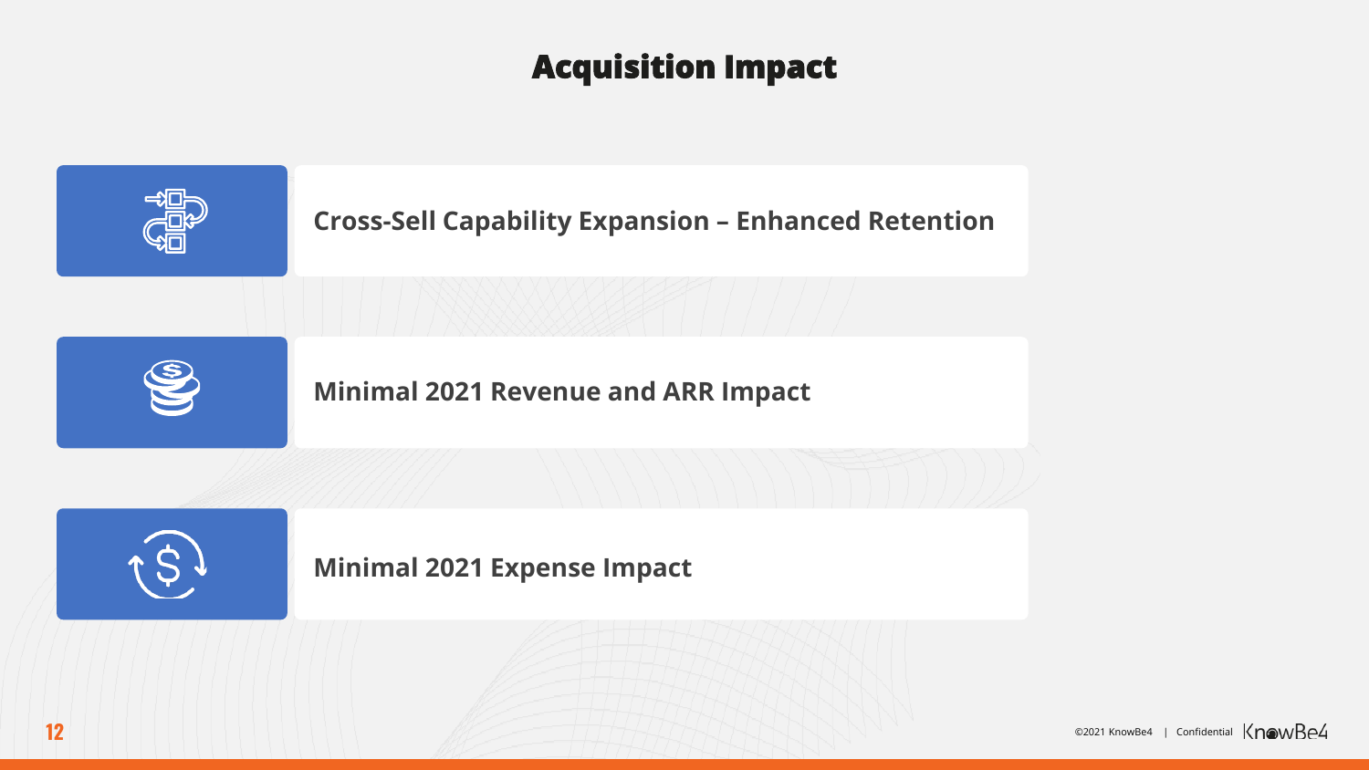# Acquisition Impact

**Cross-Sell Capability Expansion – Enhanced Retention**

**Minimal 2021 Revenue and ARR Impact**

**Minimal 2021 Expense Impact**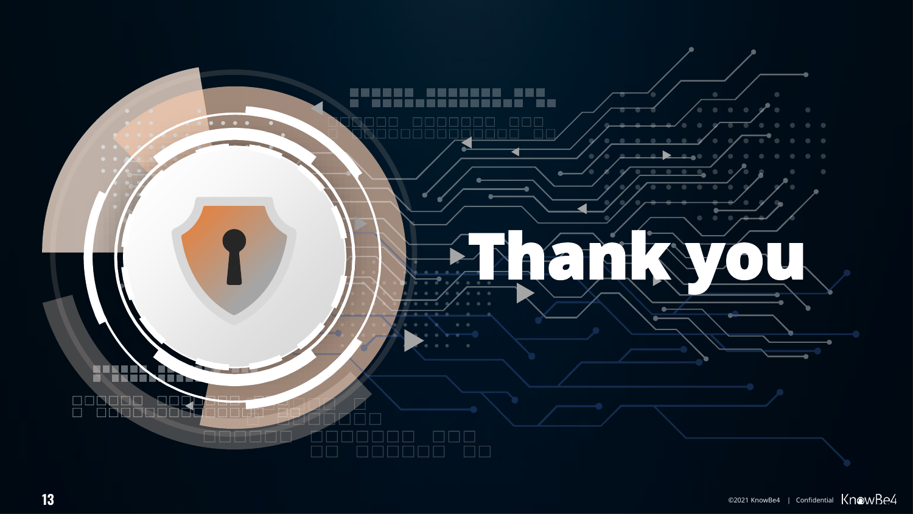# Thank you